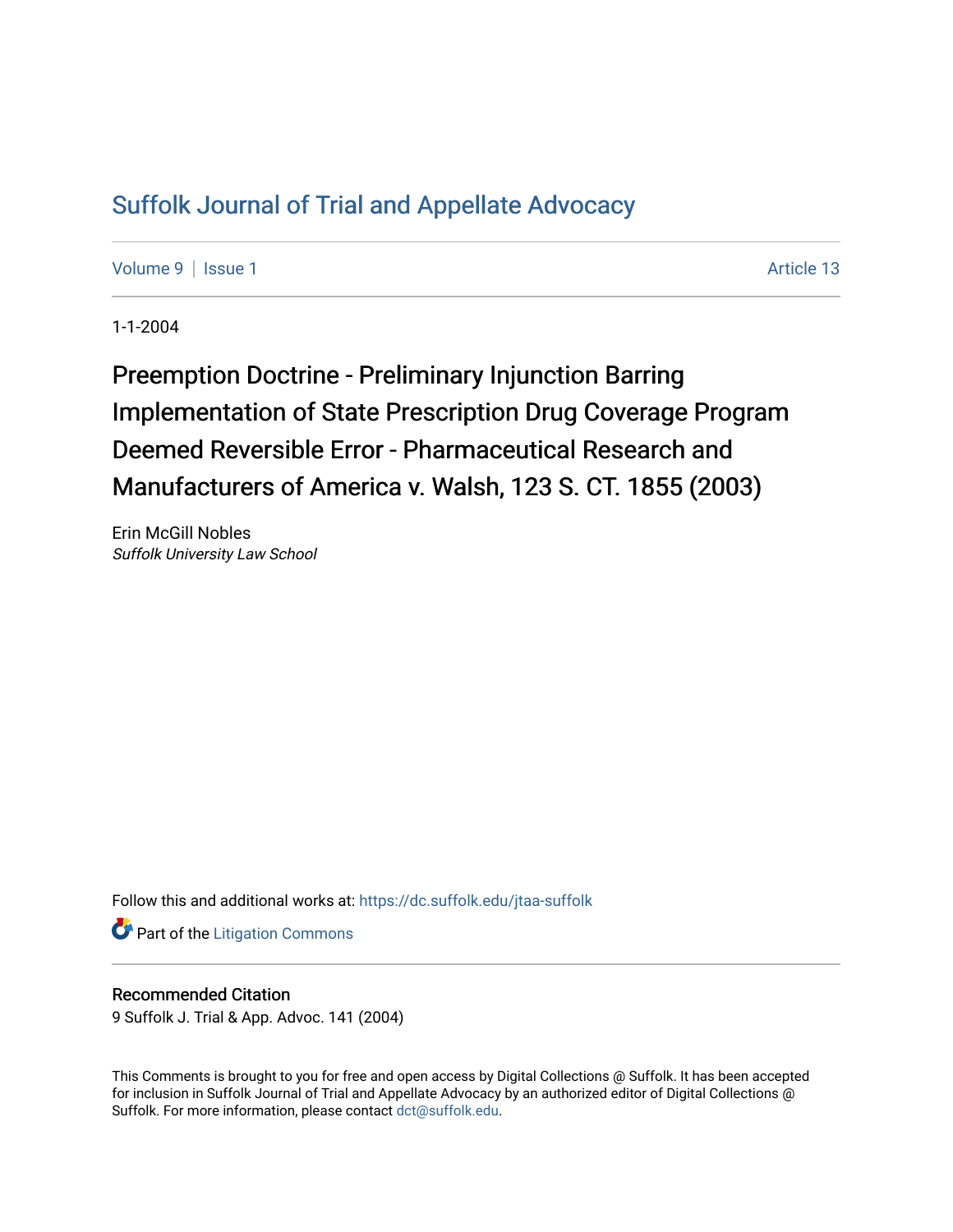# Suffolk Journal of Trial and Appellate Advocacy

Volume 9 | Issue 1 Article 13

1-1-2004

## Preemption Doctrine - Preliminary Injunction Barring Implementation of State Prescription Drug Coverage Program Deemed Reversible Error - Pharmaceutical Research and Manufacturers of America v. Walsh, 123 S. CT. 1855 (2003)

Erin McGill Nobles
*Suffolk University Law School*

Follow this and additional works at: https://dc.suffolk.edu/jtaa-suffolk

Part of the Litigation Commons

**Recommended Citation**
9 Suffolk J. Trial & App. Advoc. 141 (2004)

This Comments is brought to you for free and open access by Digital Collections @ Suffolk. It has been accepted for inclusion in Suffolk Journal of Trial and Appellate Advocacy by an authorized editor of Digital Collections @ Suffolk. For more information, please contact dct@suffolk.edu.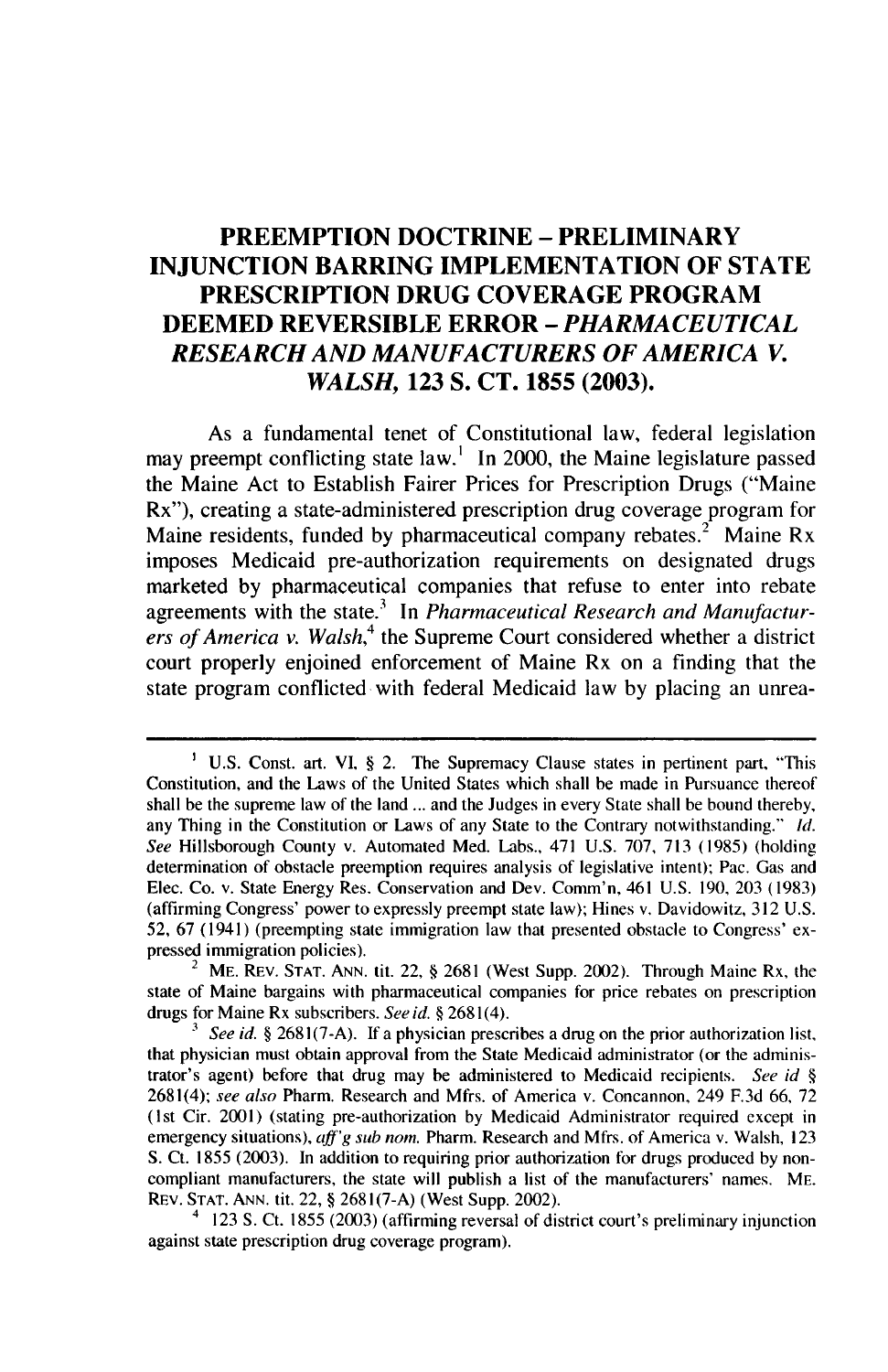# PREEMPTION DOCTRINE – PRELIMINARY INJUNCTION BARRING IMPLEMENTATION OF STATE PRESCRIPTION DRUG COVERAGE PROGRAM DEEMED REVERSIBLE ERROR – *PHARMACEUTICAL RESEARCH AND MANUFACTURERS OF AMERICA V. WALSH*, 123 S. CT. 1855 (2003).

As a fundamental tenet of Constitutional law, federal legislation may preempt conflicting state law.[1] In 2000, the Maine legislature passed the Maine Act to Establish Fairer Prices for Prescription Drugs ("Maine Rx"), creating a state-administered prescription drug coverage program for Maine residents, funded by pharmaceutical company rebates.[2] Maine Rx imposes Medicaid pre-authorization requirements on designated drugs marketed by pharmaceutical companies that refuse to enter into rebate agreements with the state.[3] In *Pharmaceutical Research and Manufacturers of America v. Walsh*,[4] the Supreme Court considered whether a district court properly enjoined enforcement of Maine Rx on a finding that the state program conflicted with federal Medicaid law by placing an unrea-

---

[1] U.S. Const. art. VI, § 2. The Supremacy Clause states in pertinent part, "This Constitution, and the Laws of the United States which shall be made in Pursuance thereof shall be the supreme law of the land ... and the Judges in every State shall be bound thereby, any Thing in the Constitution or Laws of any State to the Contrary notwithstanding." *Id.* *See* Hillsborough County v. Automated Med. Labs., 471 U.S. 707, 713 (1985) (holding determination of obstacle preemption requires analysis of legislative intent); Pac. Gas and Elec. Co. v. State Energy Res. Conservation and Dev. Comm'n, 461 U.S. 190, 203 (1983) (affirming Congress' power to expressly preempt state law); Hines v. Davidowitz, 312 U.S. 52, 67 (1941) (preempting state immigration law that presented obstacle to Congress' expressed immigration policies).

[2] ME. REV. STAT. ANN. tit. 22, § 2681 (West Supp. 2002). Through Maine Rx, the state of Maine bargains with pharmaceutical companies for price rebates on prescription drugs for Maine Rx subscribers. *See id.* § 2681(4).

[3] *See id.* § 2681(7-A). If a physician prescribes a drug on the prior authorization list, that physician must obtain approval from the State Medicaid administrator (or the administrator's agent) before that drug may be administered to Medicaid recipients. *See id* § 2681(4); *see also* Pharm. Research and Mfrs. of America v. Concannon, 249 F.3d 66, 72 (1st Cir. 2001) (stating pre-authorization by Medicaid Administrator required except in emergency situations), *aff'g sub nom.* Pharm. Research and Mfrs. of America v. Walsh, 123 S. Ct. 1855 (2003). In addition to requiring prior authorization for drugs produced by non-compliant manufacturers, the state will publish a list of the manufacturers' names. ME. REV. STAT. ANN. tit. 22, § 2681(7-A) (West Supp. 2002).

[4] 123 S. Ct. 1855 (2003) (affirming reversal of district court's preliminary injunction against state prescription drug coverage program).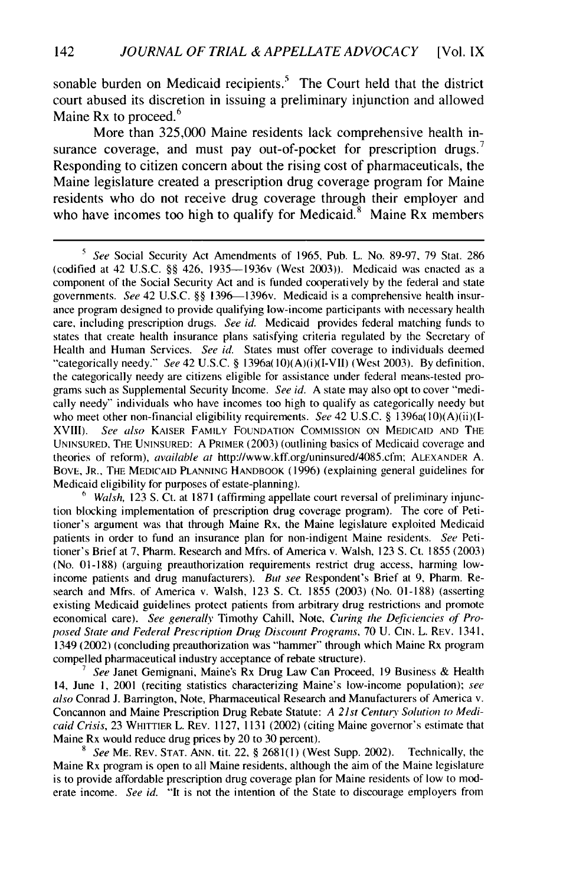sonable burden on Medicaid recipients.[5] The Court held that the district court abused its discretion in issuing a preliminary injunction and allowed Maine Rx to proceed.[6]

More than 325,000 Maine residents lack comprehensive health insurance coverage, and must pay out-of-pocket for prescription drugs.[7] Responding to citizen concern about the rising cost of pharmaceuticals, the Maine legislature created a prescription drug coverage program for Maine residents who do not receive drug coverage through their employer and who have incomes too high to qualify for Medicaid.[8] Maine Rx members

---

[5] *See* Social Security Act Amendments of 1965, Pub. L. No. 89-97, 79 Stat. 286 (codified at 42 U.S.C. §§ 426, 1935—1936v (West 2003)). Medicaid was enacted as a component of the Social Security Act and is funded cooperatively by the federal and state governments. *See* 42 U.S.C. §§ 1396—1396v. Medicaid is a comprehensive health insurance program designed to provide qualifying low-income participants with necessary health care, including prescription drugs. *See id.* Medicaid provides federal matching funds to states that create health insurance plans satisfying criteria regulated by the Secretary of Health and Human Services. *See id.* States must offer coverage to individuals deemed "categorically needy." *See* 42 U.S.C. § 1396a(10)(A)(i)(I-VII) (West 2003). By definition, the categorically needy are citizens eligible for assistance under federal means-tested programs such as Supplemental Security Income. *See id.* A state may also opt to cover "medically needy" individuals who have incomes too high to qualify as categorically needy but who meet other non-financial eligibility requirements. *See* 42 U.S.C. § 1396a(10)(A)(ii)(I-XVIII). *See also* KAISER FAMILY FOUNDATION COMMISSION ON MEDICAID AND THE UNINSURED, THE UNINSURED: A PRIMER (2003) (outlining basics of Medicaid coverage and theories of reform), *available at* http://www.kff.org/uninsured/4085.cfm; ALEXANDER A. BOVE, JR., THE MEDICAID PLANNING HANDBOOK (1996) (explaining general guidelines for Medicaid eligibility for purposes of estate-planning).

[6] *Walsh*, 123 S. Ct. at 1871 (affirming appellate court reversal of preliminary injunction blocking implementation of prescription drug coverage program). The core of Petitioner's argument was that through Maine Rx, the Maine legislature exploited Medicaid patients in order to fund an insurance plan for non-indigent Maine residents. *See* Petitioner's Brief at 7, Pharm. Research and Mfrs. of America v. Walsh, 123 S. Ct. 1855 (2003) (No. 01-188) (arguing preauthorization requirements restrict drug access, harming low-income patients and drug manufacturers). *But see* Respondent's Brief at 9, Pharm. Research and Mfrs. of America v. Walsh, 123 S. Ct. 1855 (2003) (No. 01-188) (asserting existing Medicaid guidelines protect patients from arbitrary drug restrictions and promote economical care). *See generally* Timothy Cahill, Note, *Curing the Deficiencies of Proposed State and Federal Prescription Drug Discount Programs*, 70 U. CIN. L. REV. 1341, 1349 (2002) (concluding preauthorization was "hammer" through which Maine Rx program compelled pharmaceutical industry acceptance of rebate structure).

[7] *See* Janet Gemignani, Maine's Rx Drug Law Can Proceed, 19 Business & Health 14, June 1, 2001 (reciting statistics characterizing Maine's low-income population); *see also* Conrad J. Barrington, Note, Pharmaceutical Research and Manufacturers of America v. Concannon and Maine Prescription Drug Rebate Statute: *A 21st Century Solution to Medicaid Crisis*, 23 WHITTIER L. REV. 1127, 1131 (2002) (citing Maine governor's estimate that Maine Rx would reduce drug prices by 20 to 30 percent).

[8] *See* ME. REV. STAT. ANN. tit. 22, § 2681(1) (West Supp. 2002). Technically, the Maine Rx program is open to all Maine residents, although the aim of the Maine legislature is to provide affordable prescription drug coverage plan for Maine residents of low to moderate income. *See id.* "It is not the intention of the State to discourage employers from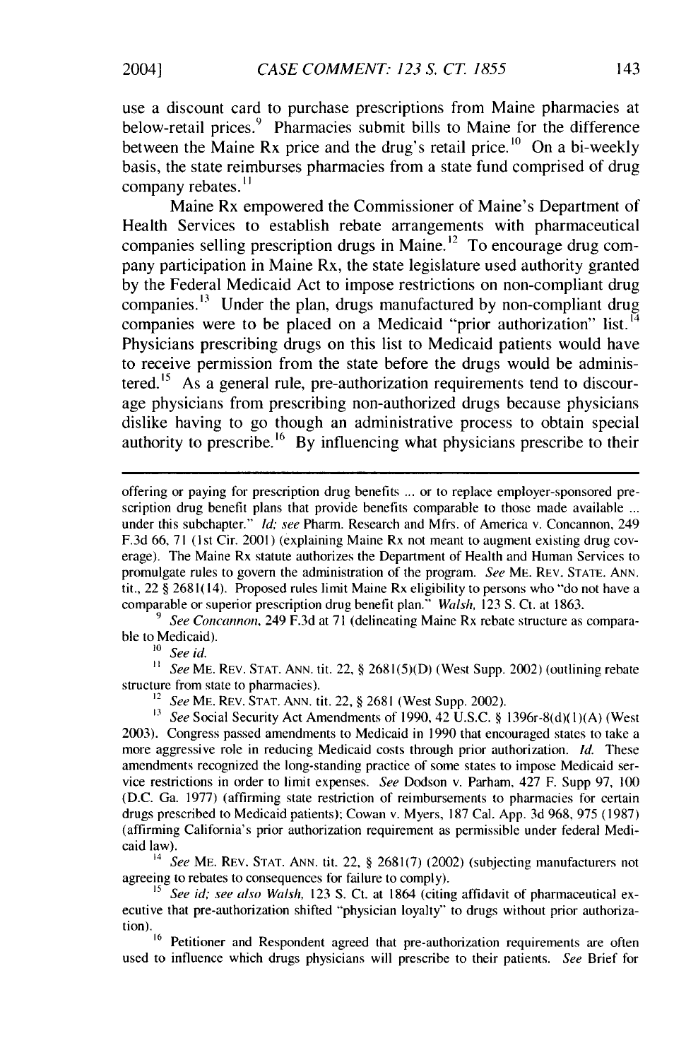use a discount card to purchase prescriptions from Maine pharmacies at below-retail prices.[9] Pharmacies submit bills to Maine for the difference between the Maine Rx price and the drug's retail price.[10] On a bi-weekly basis, the state reimburses pharmacies from a state fund comprised of drug company rebates.[11]

Maine Rx empowered the Commissioner of Maine's Department of Health Services to establish rebate arrangements with pharmaceutical companies selling prescription drugs in Maine.[12] To encourage drug company participation in Maine Rx, the state legislature used authority granted by the Federal Medicaid Act to impose restrictions on non-compliant drug companies.[13] Under the plan, drugs manufactured by non-compliant drug companies were to be placed on a Medicaid "prior authorization" list.[14] Physicians prescribing drugs on this list to Medicaid patients would have to receive permission from the state before the drugs would be administered.[15] As a general rule, pre-authorization requirements tend to discourage physicians from prescribing non-authorized drugs because physicians dislike having to go though an administrative process to obtain special authority to prescribe.[16] By influencing what physicians prescribe to their

---

offering or paying for prescription drug benefits ... or to replace employer-sponsored prescription drug benefit plans that provide benefits comparable to those made available ... under this subchapter." *Id; see* Pharm. Research and Mfrs. of America v. Concannon, 249 F.3d 66, 71 (1st Cir. 2001) (explaining Maine Rx not meant to augment existing drug coverage). The Maine Rx statute authorizes the Department of Health and Human Services to promulgate rules to govern the administration of the program. *See* ME. REV. STATE. ANN. tit., 22 § 2681(14). Proposed rules limit Maine Rx eligibility to persons who "do not have a comparable or superior prescription drug benefit plan." *Walsh*, 123 S. Ct. at 1863.

[9] *See Concannon*, 249 F.3d at 71 (delineating Maine Rx rebate structure as comparable to Medicaid).

[10] *See id.*

[11] *See* ME. REV. STAT. ANN. tit. 22, § 2681(5)(D) (West Supp. 2002) (outlining rebate structure from state to pharmacies).

[12] *See* ME. REV. STAT. ANN. tit. 22, § 2681 (West Supp. 2002).

[13] *See* Social Security Act Amendments of 1990, 42 U.S.C. § 1396r-8(d)(1)(A) (West 2003). Congress passed amendments to Medicaid in 1990 that encouraged states to take a more aggressive role in reducing Medicaid costs through prior authorization. *Id.* These amendments recognized the long-standing practice of some states to impose Medicaid service restrictions in order to limit expenses. *See* Dodson v. Parham, 427 F. Supp 97, 100 (D.C. Ga. 1977) (affirming state restriction of reimbursements to pharmacies for certain drugs prescribed to Medicaid patients); Cowan v. Myers, 187 Cal. App. 3d 968, 975 (1987) (affirming California's prior authorization requirement as permissible under federal Medicaid law).

[14] *See* ME. REV. STAT. ANN. tit. 22, § 2681(7) (2002) (subjecting manufacturers not agreeing to rebates to consequences for failure to comply).

[15] *See id; see also Walsh*, 123 S. Ct. at 1864 (citing affidavit of pharmaceutical executive that pre-authorization shifted "physician loyalty" to drugs without prior authorization).

[16] Petitioner and Respondent agreed that pre-authorization requirements are often used to influence which drugs physicians will prescribe to their patients. *See* Brief for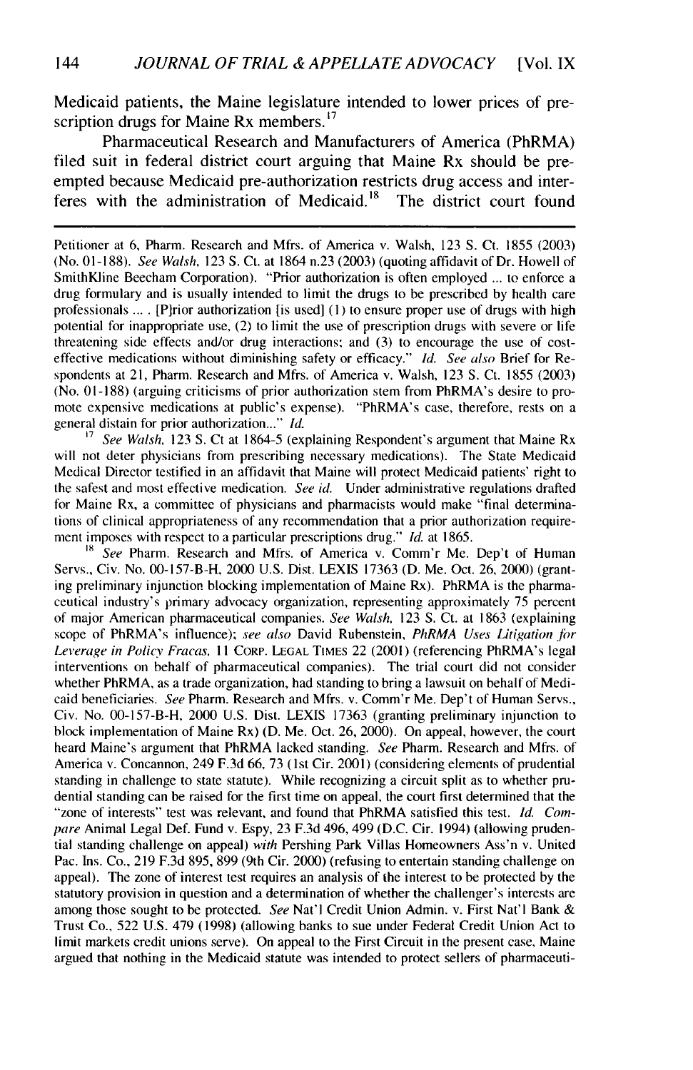Medicaid patients, the Maine legislature intended to lower prices of prescription drugs for Maine Rx members.[17]

Pharmaceutical Research and Manufacturers of America (PhRMA) filed suit in federal district court arguing that Maine Rx should be preempted because Medicaid pre-authorization restricts drug access and interferes with the administration of Medicaid.[18] The district court found

---

Petitioner at 6, Pharm. Research and Mfrs. of America v. Walsh, 123 S. Ct. 1855 (2003) (No. 01-188). *See Walsh*, 123 S. Ct. at 1864 n.23 (2003) (quoting affidavit of Dr. Howell of SmithKline Beecham Corporation). "Prior authorization is often employed ... to enforce a drug formulary and is usually intended to limit the drugs to be prescribed by health care professionals ... . [P]rior authorization [is used] (1) to ensure proper use of drugs with high potential for inappropriate use, (2) to limit the use of prescription drugs with severe or life threatening side effects and/or drug interactions; and (3) to encourage the use of cost-effective medications without diminishing safety or efficacy." *Id. See also* Brief for Respondents at 21, Pharm. Research and Mfrs. of America v. Walsh, 123 S. Ct. 1855 (2003) (No. 01-188) (arguing criticisms of prior authorization stem from PhRMA's desire to promote expensive medications at public's expense). "PhRMA's case, therefore, rests on a general distain for prior authorization..." *Id.*

[17] *See Walsh*, 123 S. Ct at 1864-5 (explaining Respondent's argument that Maine Rx will not deter physicians from prescribing necessary medications). The State Medicaid Medical Director testified in an affidavit that Maine will protect Medicaid patients' right to the safest and most effective medication. *See id.* Under administrative regulations drafted for Maine Rx, a committee of physicians and pharmacists would make "final determinations of clinical appropriateness of any recommendation that a prior authorization requirement imposes with respect to a particular prescriptions drug." *Id.* at 1865.

[18] *See* Pharm. Research and Mfrs. of America v. Comm'r Me. Dep't of Human Servs., Civ. No. 00-157-B-H, 2000 U.S. Dist. LEXIS 17363 (D. Me. Oct. 26, 2000) (granting preliminary injunction blocking implementation of Maine Rx). PhRMA is the pharmaceutical industry's primary advocacy organization, representing approximately 75 percent of major American pharmaceutical companies. *See Walsh*, 123 S. Ct. at 1863 (explaining scope of PhRMA's influence); *see also* David Rubenstein, *PhRMA Uses Litigation for Leverage in Policy Fracas*, 11 CORP. LEGAL TIMES 22 (2001) (referencing PhRMA's legal interventions on behalf of pharmaceutical companies). The trial court did not consider whether PhRMA, as a trade organization, had standing to bring a lawsuit on behalf of Medicaid beneficiaries. *See* Pharm. Research and Mfrs. v. Comm'r Me. Dep't of Human Servs., Civ. No. 00-157-B-H, 2000 U.S. Dist. LEXIS 17363 (granting preliminary injunction to block implementation of Maine Rx) (D. Me. Oct. 26, 2000). On appeal, however, the court heard Maine's argument that PhRMA lacked standing. *See* Pharm. Research and Mfrs. of America v. Concannon, 249 F.3d 66, 73 (1st Cir. 2001) (considering elements of prudential standing in challenge to state statute). While recognizing a circuit split as to whether prudential standing can be raised for the first time on appeal, the court first determined that the "zone of interests" test was relevant, and found that PhRMA satisfied this test. *Id. Compare* Animal Legal Def. Fund v. Espy, 23 F.3d 496, 499 (D.C. Cir. 1994) (allowing prudential standing challenge on appeal) *with* Pershing Park Villas Homeowners Ass'n v. United Pac. Ins. Co., 219 F.3d 895, 899 (9th Cir. 2000) (refusing to entertain standing challenge on appeal). The zone of interest test requires an analysis of the interest to be protected by the statutory provision in question and a determination of whether the challenger's interests are among those sought to be protected. *See* Nat'l Credit Union Admin. v. First Nat'l Bank & Trust Co., 522 U.S. 479 (1998) (allowing banks to sue under Federal Credit Union Act to limit markets credit unions serve). On appeal to the First Circuit in the present case, Maine argued that nothing in the Medicaid statute was intended to protect sellers of pharmaceuti-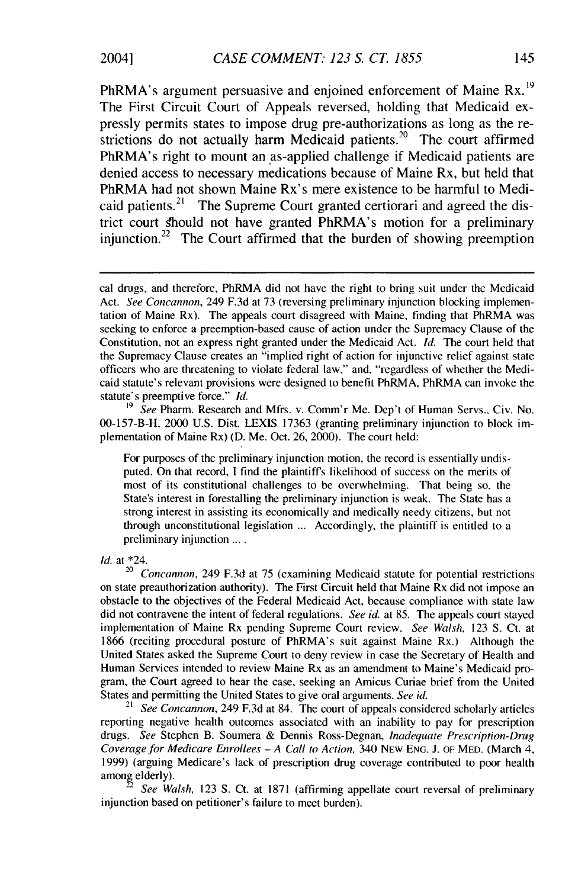PhRMA's argument persuasive and enjoined enforcement of Maine Rx.[19] The First Circuit Court of Appeals reversed, holding that Medicaid expressly permits states to impose drug pre-authorizations as long as the restrictions do not actually harm Medicaid patients.[20] The court affirmed PhRMA's right to mount an as-applied challenge if Medicaid patients are denied access to necessary medications because of Maine Rx, but held that PhRMA had not shown Maine Rx's mere existence to be harmful to Medicaid patients.[21] The Supreme Court granted certiorari and agreed the district court should not have granted PhRMA's motion for a preliminary injunction.[22] The Court affirmed that the burden of showing preemption

---

cal drugs, and therefore, PhRMA did not have the right to bring suit under the Medicaid Act. *See Concannon*, 249 F.3d at 73 (reversing preliminary injunction blocking implementation of Maine Rx). The appeals court disagreed with Maine, finding that PhRMA was seeking to enforce a preemption-based cause of action under the Supremacy Clause of the Constitution, not an express right granted under the Medicaid Act. *Id.* The court held that the Supremacy Clause creates an "implied right of action for injunctive relief against state officers who are threatening to violate federal law," and, "regardless of whether the Medicaid statute's relevant provisions were designed to benefit PhRMA, PhRMA can invoke the statute's preemptive force." *Id.*

[19] *See* Pharm. Research and Mfrs. v. Comm'r Me. Dep't of Human Servs., Civ. No. 00-157-B-H, 2000 U.S. Dist. LEXIS 17363 (granting preliminary injunction to block implementation of Maine Rx) (D. Me. Oct. 26, 2000). The court held:

> For purposes of the preliminary injunction motion, the record is essentially undisputed. On that record, I find the plaintiff's likelihood of success on the merits of most of its constitutional challenges to be overwhelming. That being so, the State's interest in forestalling the preliminary injunction is weak. The State has a strong interest in assisting its economically and medically needy citizens, but not through unconstitutional legislation ... Accordingly, the plaintiff is entitled to a preliminary injunction ... .

*Id.* at *24.

[20] *Concannon*, 249 F.3d at 75 (examining Medicaid statute for potential restrictions on state preauthorization authority). The First Circuit held that Maine Rx did not impose an obstacle to the objectives of the Federal Medicaid Act, because compliance with state law did not contravene the intent of federal regulations. *See id.* at 85. The appeals court stayed implementation of Maine Rx pending Supreme Court review. *See Walsh*, 123 S. Ct. at 1866 (reciting procedural posture of PhRMA's suit against Maine Rx.) Although the United States asked the Supreme Court to deny review in case the Secretary of Health and Human Services intended to review Maine Rx as an amendment to Maine's Medicaid program, the Court agreed to hear the case, seeking an Amicus Curiae brief from the United States and permitting the United States to give oral arguments. *See id.*

[21] *See Concannon*, 249 F.3d at 84. The court of appeals considered scholarly articles reporting negative health outcomes associated with an inability to pay for prescription drugs. *See* Stephen B. Soumera & Dennis Ross-Degnan, *Inadequate Prescription-Drug Coverage for Medicare Enrollees – A Call to Action*, 340 NEW ENG. J. OF MED. (March 4, 1999) (arguing Medicare's lack of prescription drug coverage contributed to poor health among elderly).

[22] *See Walsh*, 123 S. Ct. at 1871 (affirming appellate court reversal of preliminary injunction based on petitioner's failure to meet burden).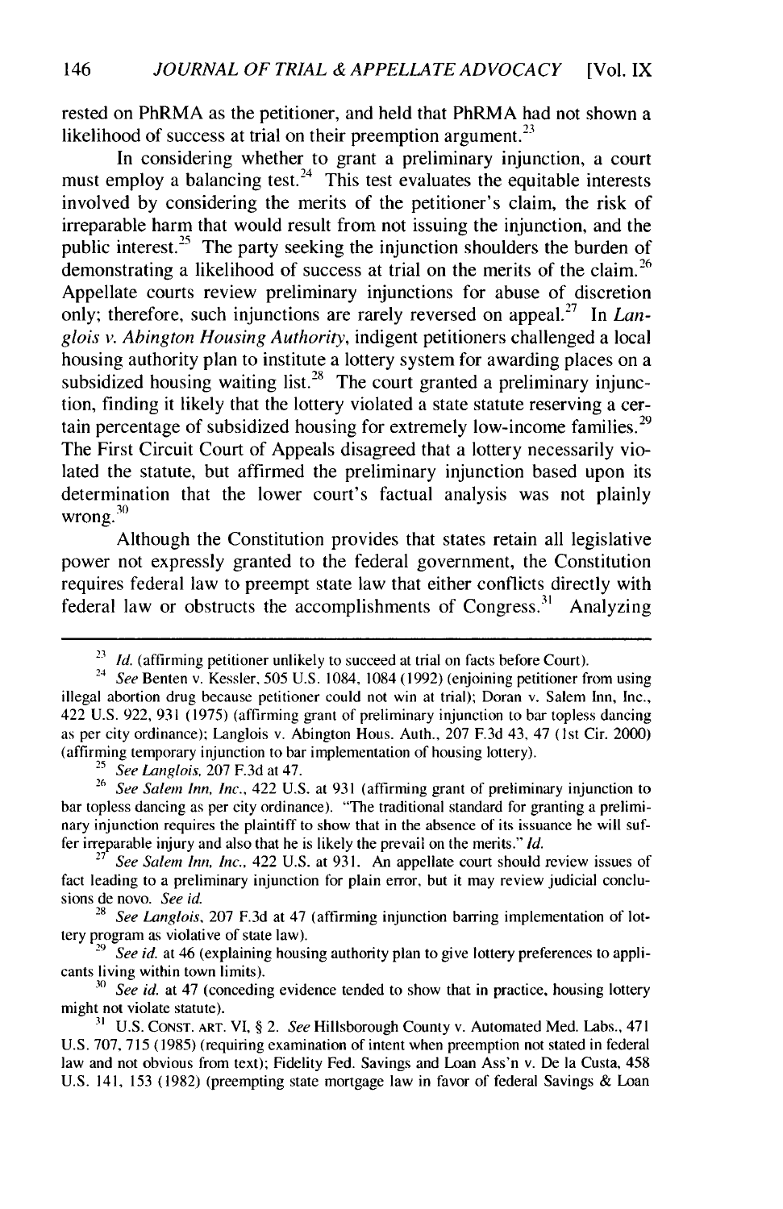rested on PhRMA as the petitioner, and held that PhRMA had not shown a likelihood of success at trial on their preemption argument.[23]

In considering whether to grant a preliminary injunction, a court must employ a balancing test.[24] This test evaluates the equitable interests involved by considering the merits of the petitioner's claim, the risk of irreparable harm that would result from not issuing the injunction, and the public interest.[25] The party seeking the injunction shoulders the burden of demonstrating a likelihood of success at trial on the merits of the claim.[26] Appellate courts review preliminary injunctions for abuse of discretion only; therefore, such injunctions are rarely reversed on appeal.[27] In *Langlois v. Abington Housing Authority*, indigent petitioners challenged a local housing authority plan to institute a lottery system for awarding places on a subsidized housing waiting list.[28] The court granted a preliminary injunction, finding it likely that the lottery violated a state statute reserving a certain percentage of subsidized housing for extremely low-income families.[29] The First Circuit Court of Appeals disagreed that a lottery necessarily violated the statute, but affirmed the preliminary injunction based upon its determination that the lower court's factual analysis was not plainly wrong.[30]

Although the Constitution provides that states retain all legislative power not expressly granted to the federal government, the Constitution requires federal law to preempt state law that either conflicts directly with federal law or obstructs the accomplishments of Congress.[31] Analyzing

---

[23] *Id.* (affirming petitioner unlikely to succeed at trial on facts before Court).

[24] *See* Benten v. Kessler, 505 U.S. 1084, 1084 (1992) (enjoining petitioner from using illegal abortion drug because petitioner could not win at trial); Doran v. Salem Inn, Inc., 422 U.S. 922, 931 (1975) (affirming grant of preliminary injunction to bar topless dancing as per city ordinance); Langlois v. Abington Hous. Auth., 207 F.3d 43, 47 (1st Cir. 2000) (affirming temporary injunction to bar implementation of housing lottery).

[25] *See Langlois*, 207 F.3d at 47.

[26] *See Salem Inn, Inc.*, 422 U.S. at 931 (affirming grant of preliminary injunction to bar topless dancing as per city ordinance). "The traditional standard for granting a preliminary injunction requires the plaintiff to show that in the absence of its issuance he will suffer irreparable injury and also that he is likely the prevail on the merits." *Id.*

[27] *See Salem Inn, Inc.*, 422 U.S. at 931. An appellate court should review issues of fact leading to a preliminary injunction for plain error, but it may review judicial conclusions de novo. *See id.*

[28] *See Langlois*, 207 F.3d at 47 (affirming injunction barring implementation of lottery program as violative of state law).

[29] *See id.* at 46 (explaining housing authority plan to give lottery preferences to applicants living within town limits).

[30] *See id.* at 47 (conceding evidence tended to show that in practice, housing lottery might not violate statute).

[31] U.S. CONST. ART. VI, § 2. *See* Hillsborough County v. Automated Med. Labs., 471 U.S. 707, 715 (1985) (requiring examination of intent when preemption not stated in federal law and not obvious from text); Fidelity Fed. Savings and Loan Ass'n v. De la Custa, 458 U.S. 141, 153 (1982) (preempting state mortgage law in favor of federal Savings & Loan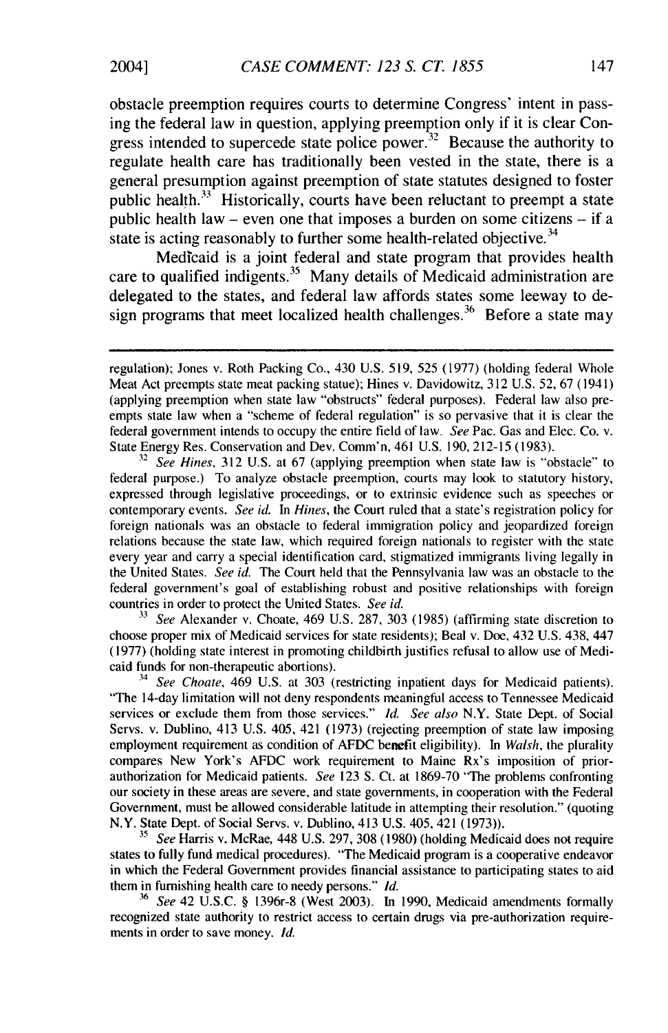obstacle preemption requires courts to determine Congress' intent in passing the federal law in question, applying preemption only if it is clear Congress intended to supercede state police power.[32] Because the authority to regulate health care has traditionally been vested in the state, there is a general presumption against preemption of state statutes designed to foster public health.[33] Historically, courts have been reluctant to preempt a state public health law – even one that imposes a burden on some citizens – if a state is acting reasonably to further some health-related objective.[34]

Medicaid is a joint federal and state program that provides health care to qualified indigents.[35] Many details of Medicaid administration are delegated to the states, and federal law affords states some leeway to design programs that meet localized health challenges.[36] Before a state may

---

regulation); Jones v. Roth Packing Co., 430 U.S. 519, 525 (1977) (holding federal Whole Meat Act preempts state meat packing statue); Hines v. Davidowitz, 312 U.S. 52, 67 (1941) (applying preemption when state law "obstructs" federal purposes). Federal law also preempts state law when a "scheme of federal regulation" is so pervasive that it is clear the federal government intends to occupy the entire field of law. *See* Pac. Gas and Elec. Co. v. State Energy Res. Conservation and Dev. Comm'n, 461 U.S. 190, 212-15 (1983).

[32] *See Hines*, 312 U.S. at 67 (applying preemption when state law is "obstacle" to federal purpose.) To analyze obstacle preemption, courts may look to statutory history, expressed through legislative proceedings, or to extrinsic evidence such as speeches or contemporary events. *See id.* In *Hines*, the Court ruled that a state's registration policy for foreign nationals was an obstacle to federal immigration policy and jeopardized foreign relations because the state law, which required foreign nationals to register with the state every year and carry a special identification card, stigmatized immigrants living legally in the United States. *See id.* The Court held that the Pennsylvania law was an obstacle to the federal government's goal of establishing robust and positive relationships with foreign countries in order to protect the United States. *See id.*

[33] *See* Alexander v. Choate, 469 U.S. 287, 303 (1985) (affirming state discretion to choose proper mix of Medicaid services for state residents); Beal v. Doe, 432 U.S. 438, 447 (1977) (holding state interest in promoting childbirth justifies refusal to allow use of Medicaid funds for non-therapeutic abortions).

[34] *See Choate*, 469 U.S. at 303 (restricting inpatient days for Medicaid patients). "The 14-day limitation will not deny respondents meaningful access to Tennessee Medicaid services or exclude them from those services." *Id.* *See also* N.Y. State Dept. of Social Servs. v. Dublino, 413 U.S. 405, 421 (1973) (rejecting preemption of state law imposing employment requirement as condition of AFDC benefit eligibility). In *Walsh*, the plurality compares New York's AFDC work requirement to Maine Rx's imposition of prior-authorization for Medicaid patients. *See* 123 S. Ct. at 1869-70 "The problems confronting our society in these areas are severe, and state governments, in cooperation with the Federal Government, must be allowed considerable latitude in attempting their resolution." (quoting N.Y. State Dept. of Social Servs. v. Dublino, 413 U.S. 405, 421 (1973)).

[35] *See* Harris v. McRae, 448 U.S. 297, 308 (1980) (holding Medicaid does not require states to fully fund medical procedures). "The Medicaid program is a cooperative endeavor in which the Federal Government provides financial assistance to participating states to aid them in furnishing health care to needy persons." *Id.*

[36] *See* 42 U.S.C. § 1396r-8 (West 2003). In 1990, Medicaid amendments formally recognized state authority to restrict access to certain drugs via pre-authorization requirements in order to save money. *Id.*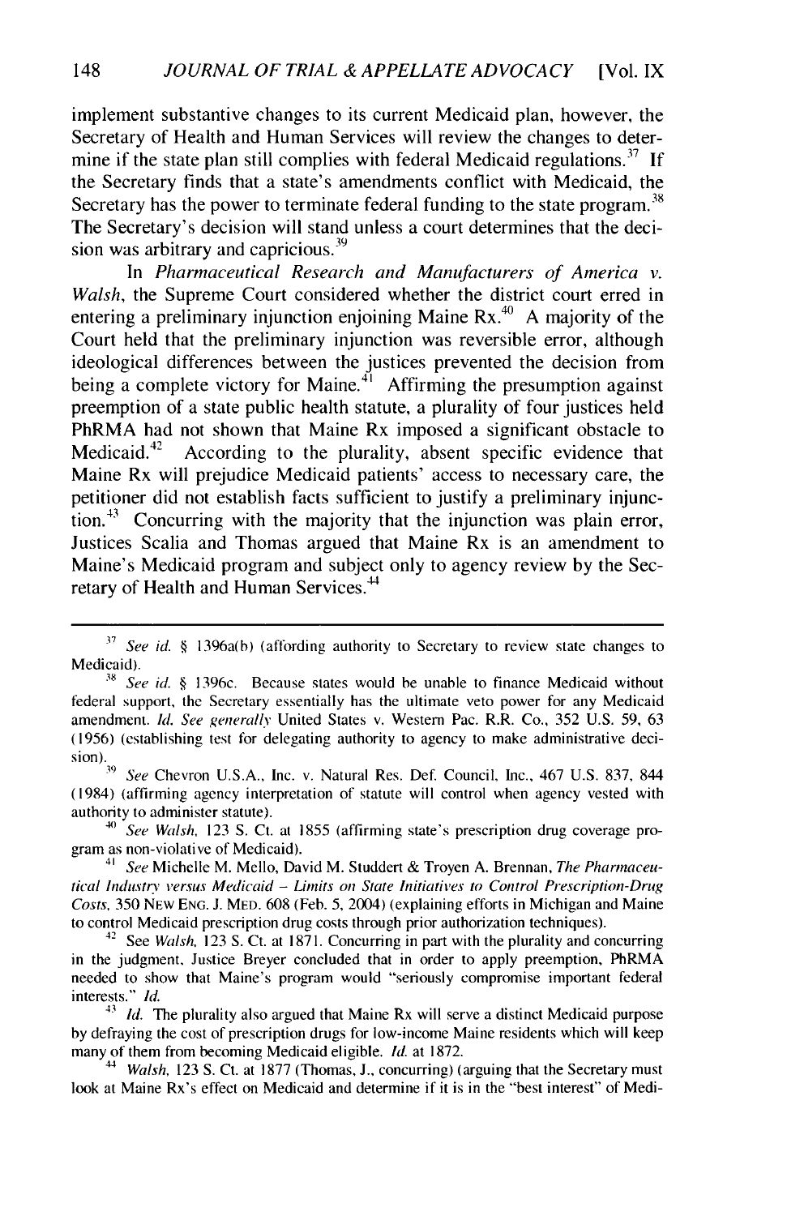implement substantive changes to its current Medicaid plan, however, the Secretary of Health and Human Services will review the changes to determine if the state plan still complies with federal Medicaid regulations.[37] If the Secretary finds that a state's amendments conflict with Medicaid, the Secretary has the power to terminate federal funding to the state program.[38] The Secretary's decision will stand unless a court determines that the decision was arbitrary and capricious.[39]

In *Pharmaceutical Research and Manufacturers of America v. Walsh*, the Supreme Court considered whether the district court erred in entering a preliminary injunction enjoining Maine Rx.[40] A majority of the Court held that the preliminary injunction was reversible error, although ideological differences between the justices prevented the decision from being a complete victory for Maine.[41] Affirming the presumption against preemption of a state public health statute, a plurality of four justices held PhRMA had not shown that Maine Rx imposed a significant obstacle to Medicaid.[42] According to the plurality, absent specific evidence that Maine Rx will prejudice Medicaid patients' access to necessary care, the petitioner did not establish facts sufficient to justify a preliminary injunction.[43] Concurring with the majority that the injunction was plain error, Justices Scalia and Thomas argued that Maine Rx is an amendment to Maine's Medicaid program and subject only to agency review by the Secretary of Health and Human Services.[44]

---

[37] *See id.* § 1396a(b) (affording authority to Secretary to review state changes to Medicaid).

[38] *See id.* § 1396c. Because states would be unable to finance Medicaid without federal support, the Secretary essentially has the ultimate veto power for any Medicaid amendment. *Id. See generally* United States v. Western Pac. R.R. Co., 352 U.S. 59, 63 (1956) (establishing test for delegating authority to agency to make administrative decision).

[39] *See* Chevron U.S.A., Inc. v. Natural Res. Def. Council, Inc., 467 U.S. 837, 844 (1984) (affirming agency interpretation of statute will control when agency vested with authority to administer statute).

[40] *See Walsh*, 123 S. Ct. at 1855 (affirming state's prescription drug coverage program as non-violative of Medicaid).

[41] *See* Michelle M. Mello, David M. Studdert & Troyen A. Brennan, *The Pharmaceutical Industry versus Medicaid – Limits on State Initiatives to Control Prescription-Drug Costs*, 350 NEW ENG. J. MED. 608 (Feb. 5, 2004) (explaining efforts in Michigan and Maine to control Medicaid prescription drug costs through prior authorization techniques).

[42] See *Walsh*, 123 S. Ct. at 1871. Concurring in part with the plurality and concurring in the judgment, Justice Breyer concluded that in order to apply preemption, PhRMA needed to show that Maine's program would "seriously compromise important federal interests." *Id.*

[43] *Id.* The plurality also argued that Maine Rx will serve a distinct Medicaid purpose by defraying the cost of prescription drugs for low-income Maine residents which will keep many of them from becoming Medicaid eligible. *Id.* at 1872.

[44] *Walsh*, 123 S. Ct. at 1877 (Thomas, J., concurring) (arguing that the Secretary must look at Maine Rx's effect on Medicaid and determine if it is in the "best interest" of Medi-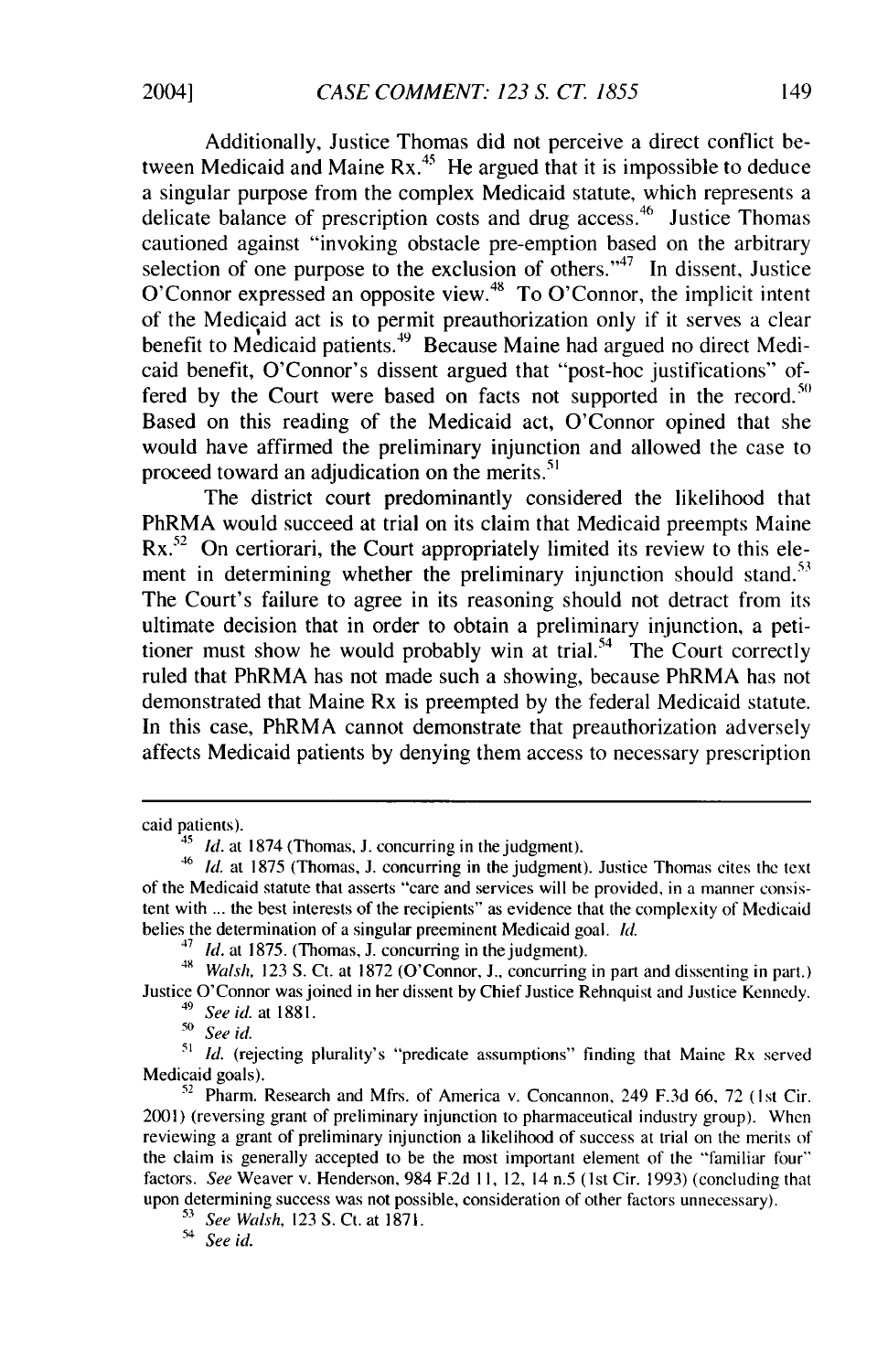Additionally, Justice Thomas did not perceive a direct conflict between Medicaid and Maine Rx.[45] He argued that it is impossible to deduce a singular purpose from the complex Medicaid statute, which represents a delicate balance of prescription costs and drug access.[46] Justice Thomas cautioned against "invoking obstacle pre-emption based on the arbitrary selection of one purpose to the exclusion of others."[47] In dissent, Justice O'Connor expressed an opposite view.[48] To O'Connor, the implicit intent of the Medicaid act is to permit preauthorization only if it serves a clear benefit to Medicaid patients.[49] Because Maine had argued no direct Medicaid benefit, O'Connor's dissent argued that "post-hoc justifications" offered by the Court were based on facts not supported in the record.[50] Based on this reading of the Medicaid act, O'Connor opined that she would have affirmed the preliminary injunction and allowed the case to proceed toward an adjudication on the merits.[51]

The district court predominantly considered the likelihood that PhRMA would succeed at trial on its claim that Medicaid preempts Maine Rx.[52] On certiorari, the Court appropriately limited its review to this element in determining whether the preliminary injunction should stand.[53] The Court's failure to agree in its reasoning should not detract from its ultimate decision that in order to obtain a preliminary injunction, a petitioner must show he would probably win at trial.[54] The Court correctly ruled that PhRMA has not made such a showing, because PhRMA has not demonstrated that Maine Rx is preempted by the federal Medicaid statute. In this case, PhRMA cannot demonstrate that preauthorization adversely affects Medicaid patients by denying them access to necessary prescription

---

caid patients).

[45] *Id.* at 1874 (Thomas, J. concurring in the judgment).

[46] *Id.* at 1875 (Thomas, J. concurring in the judgment). Justice Thomas cites the text of the Medicaid statute that asserts "care and services will be provided, in a manner consistent with ... the best interests of the recipients" as evidence that the complexity of Medicaid belies the determination of a singular preeminent Medicaid goal. *Id.*

[47] *Id.* at 1875. (Thomas, J. concurring in the judgment).

[48] *Walsh*, 123 S. Ct. at 1872 (O'Connor, J., concurring in part and dissenting in part.) Justice O'Connor was joined in her dissent by Chief Justice Rehnquist and Justice Kennedy.

[49] *See id.* at 1881.

[50] *See id.*

[51] *Id.* (rejecting plurality's "predicate assumptions" finding that Maine Rx served Medicaid goals).

[52] Pharm. Research and Mfrs. of America v. Concannon, 249 F.3d 66, 72 (1st Cir. 2001) (reversing grant of preliminary injunction to pharmaceutical industry group). When reviewing a grant of preliminary injunction a likelihood of success at trial on the merits of the claim is generally accepted to be the most important element of the "familiar four" factors. *See* Weaver v. Henderson, 984 F.2d 11, 12, 14 n.5 (1st Cir. 1993) (concluding that upon determining success was not possible, consideration of other factors unnecessary).

[53] *See Walsh*, 123 S. Ct. at 1871.

[54] *See id.*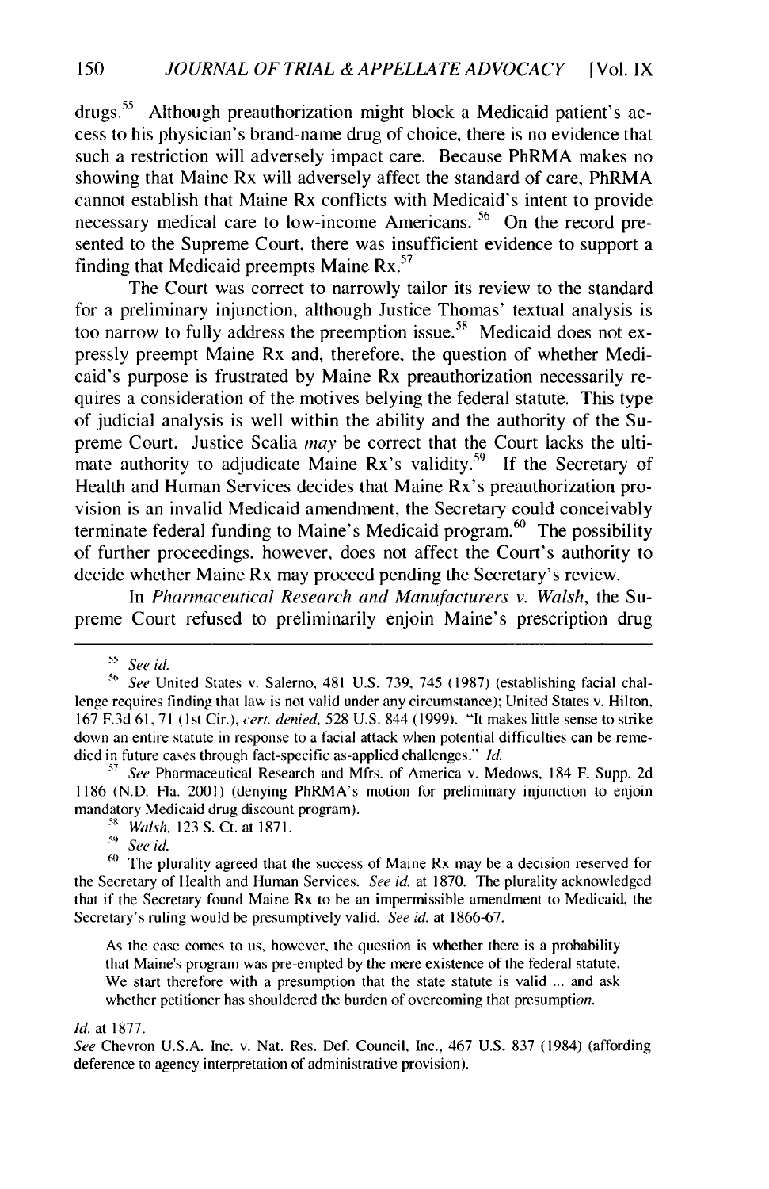drugs.[55] Although preauthorization might block a Medicaid patient's access to his physician's brand-name drug of choice, there is no evidence that such a restriction will adversely impact care. Because PhRMA makes no showing that Maine Rx will adversely affect the standard of care, PhRMA cannot establish that Maine Rx conflicts with Medicaid's intent to provide necessary medical care to low-income Americans.[56] On the record presented to the Supreme Court, there was insufficient evidence to support a finding that Medicaid preempts Maine Rx.[57]

The Court was correct to narrowly tailor its review to the standard for a preliminary injunction, although Justice Thomas' textual analysis is too narrow to fully address the preemption issue.[58] Medicaid does not expressly preempt Maine Rx and, therefore, the question of whether Medicaid's purpose is frustrated by Maine Rx preauthorization necessarily requires a consideration of the motives belying the federal statute. This type of judicial analysis is well within the ability and the authority of the Supreme Court. Justice Scalia *may* be correct that the Court lacks the ultimate authority to adjudicate Maine Rx's validity.[59] If the Secretary of Health and Human Services decides that Maine Rx's preauthorization provision is an invalid Medicaid amendment, the Secretary could conceivably terminate federal funding to Maine's Medicaid program.[60] The possibility of further proceedings, however, does not affect the Court's authority to decide whether Maine Rx may proceed pending the Secretary's review.

In *Pharmaceutical Research and Manufacturers v. Walsh*, the Supreme Court refused to preliminarily enjoin Maine's prescription drug

---

[55] *See id.*

[56] *See* United States v. Salerno, 481 U.S. 739, 745 (1987) (establishing facial challenge requires finding that law is not valid under any circumstance); United States v. Hilton, 167 F.3d 61, 71 (1st Cir.), *cert. denied*, 528 U.S. 844 (1999). "It makes little sense to strike down an entire statute in response to a facial attack when potential difficulties can be remedied in future cases through fact-specific as-applied challenges." *Id.*

[57] *See* Pharmaceutical Research and Mfrs. of America v. Medows, 184 F. Supp. 2d 1186 (N.D. Fla. 2001) (denying PhRMA's motion for preliminary injunction to enjoin mandatory Medicaid drug discount program).

[58] *Walsh*, 123 S. Ct. at 1871.

[59] *See id.*

[60] The plurality agreed that the success of Maine Rx may be a decision reserved for the Secretary of Health and Human Services. *See id.* at 1870. The plurality acknowledged that if the Secretary found Maine Rx to be an impermissible amendment to Medicaid, the Secretary's ruling would be presumptively valid. *See id.* at 1866-67.

> As the case comes to us, however, the question is whether there is a probability that Maine's program was pre-empted by the mere existence of the federal statute. We start therefore with a presumption that the state statute is valid ... and ask whether petitioner has shouldered the burden of overcoming that presumption.

*Id.* at 1877.

*See* Chevron U.S.A. Inc. v. Nat. Res. Def. Council, Inc., 467 U.S. 837 (1984) (affording deference to agency interpretation of administrative provision).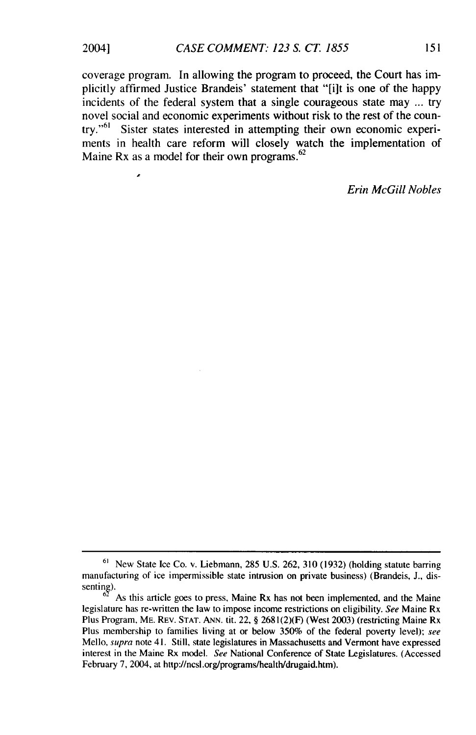coverage program. In allowing the program to proceed, the Court has implicitly affirmed Justice Brandeis' statement that "[i]t is one of the happy incidents of the federal system that a single courageous state may ... try novel social and economic experiments without risk to the rest of the country."[61] Sister states interested in attempting their own economic experiments in health care reform will closely watch the implementation of Maine Rx as a model for their own programs.[62]

*Erin McGill Nobles*

---

[61] New State Ice Co. v. Liebmann, 285 U.S. 262, 310 (1932) (holding statute barring manufacturing of ice impermissible state intrusion on private business) (Brandeis, J., dissenting).

[62] As this article goes to press, Maine Rx has not been implemented, and the Maine legislature has re-written the law to impose income restrictions on eligibility. *See* Maine Rx Plus Program, ME. REV. STAT. ANN. tit. 22, § 2681(2)(F) (West 2003) (restricting Maine Rx Plus membership to families living at or below 350% of the federal poverty level); *see* Mello, *supra* note 41. Still, state legislatures in Massachusetts and Vermont have expressed interest in the Maine Rx model. *See* National Conference of State Legislatures. (Accessed February 7, 2004, at http://ncsl.org/programs/health/drugaid.htm).